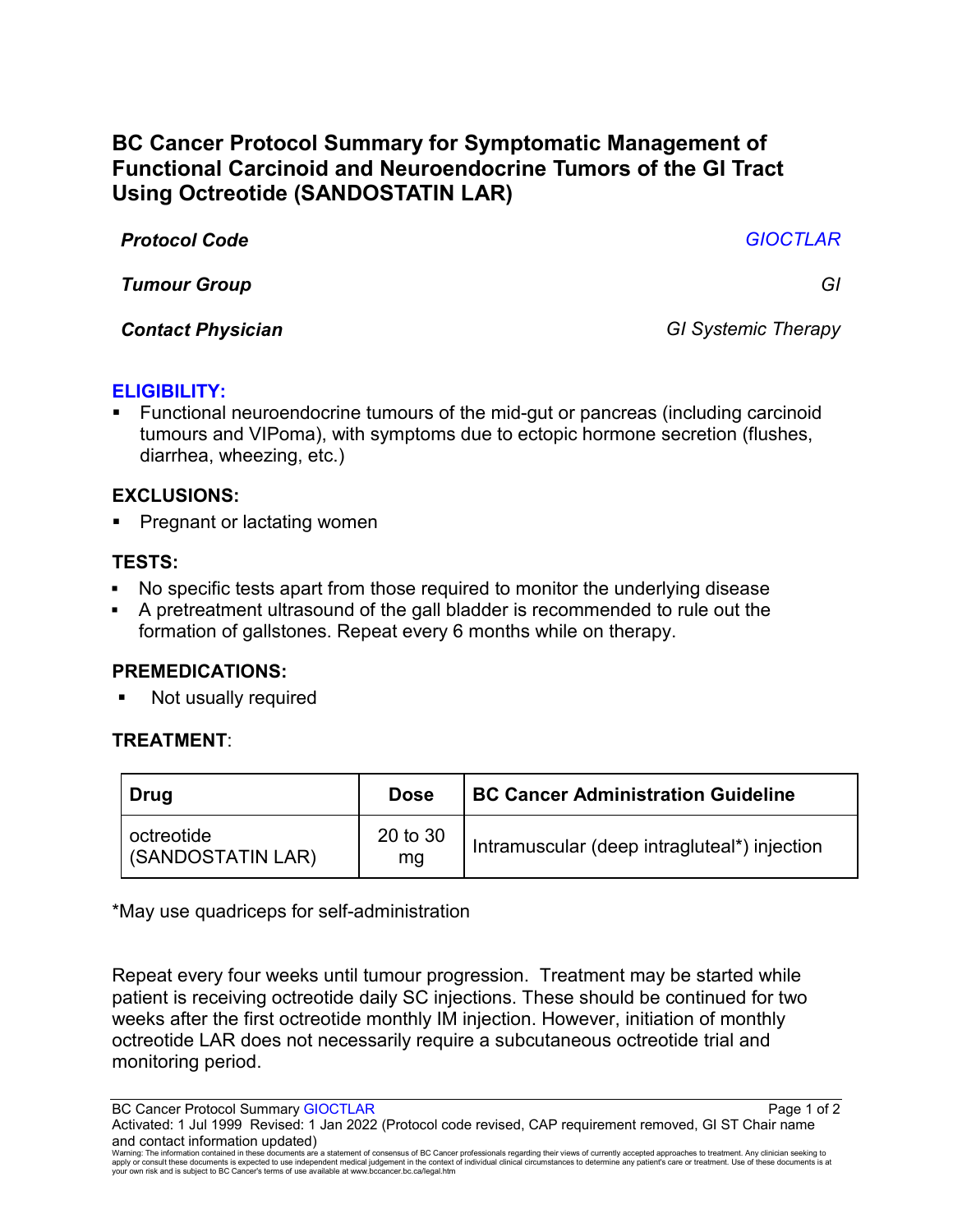# BC Cancer Protocol Summary for Symptomatic Management of Functional Carcinoid and Neuroendocrine Tumors of the GI Tract Using Octreotide (SANDOSTATIN LAR)

| | |
|---|---|
| ***Protocol Code*** | *GIOCTLAR* |
| ***Tumour Group*** | *GI* |
| ***Contact Physician*** | *GI Systemic Therapy* |

## ELIGIBILITY:

- Functional neuroendocrine tumours of the mid-gut or pancreas (including carcinoid tumours and VIPoma), with symptoms due to ectopic hormone secretion (flushes, diarrhea, wheezing, etc.)

## EXCLUSIONS:

- Pregnant or lactating women

## TESTS:

- No specific tests apart from those required to monitor the underlying disease
- A pretreatment ultrasound of the gall bladder is recommended to rule out the formation of gallstones. Repeat every 6 months while on therapy.

## PREMEDICATIONS:

- Not usually required

## TREATMENT:

| Drug | Dose | BC Cancer Administration Guideline |
|---|---|---|
| octreotide (SANDOSTATIN LAR) | 20 to 30 mg | Intramuscular (deep intragluteal*) injection |

*May use quadriceps for self-administration

Repeat every four weeks until tumour progression. Treatment may be started while patient is receiving octreotide daily SC injections. These should be continued for two weeks after the first octreotide monthly IM injection. However, initiation of monthly octreotide LAR does not necessarily require a subcutaneous octreotide trial and monitoring period.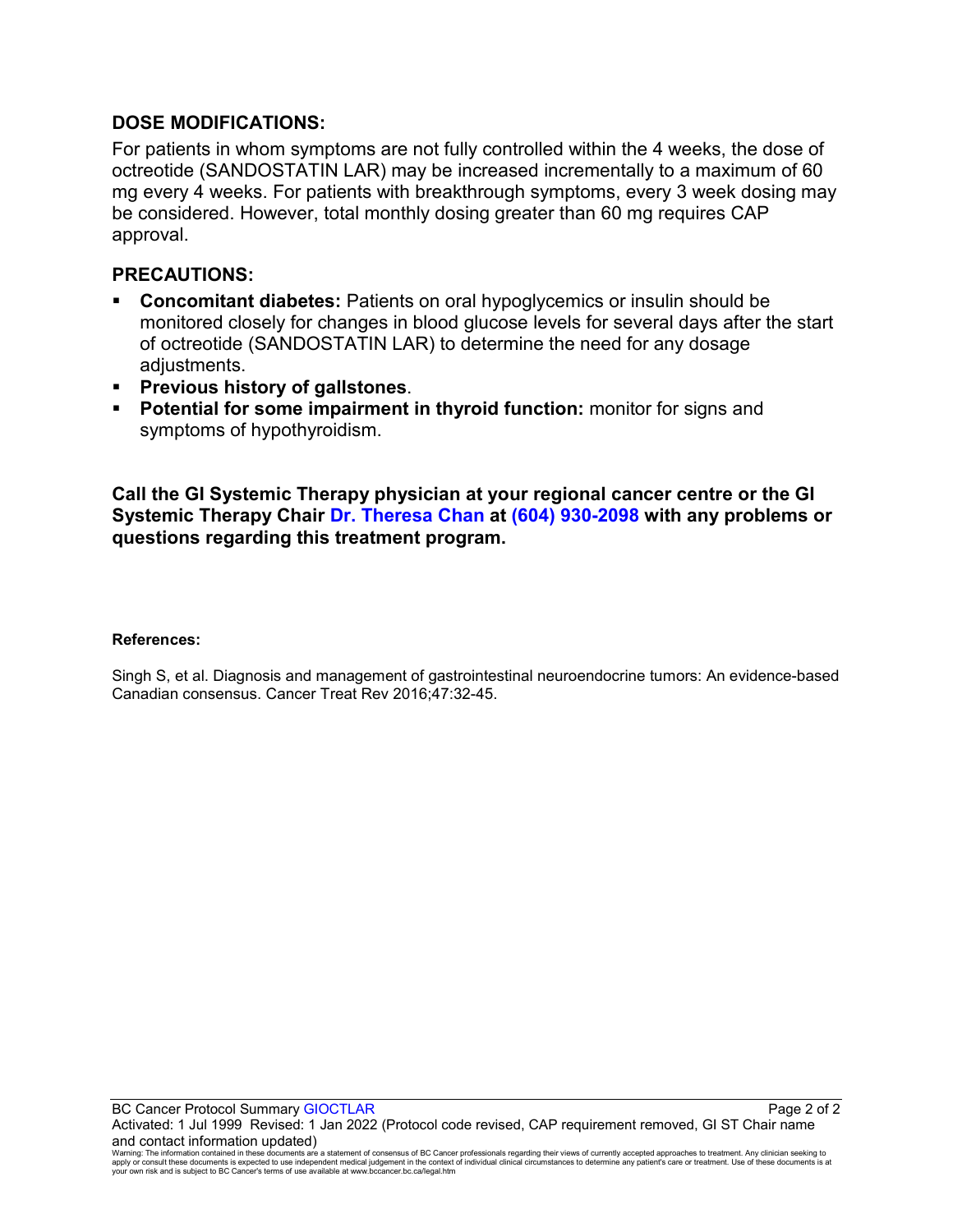## DOSE MODIFICATIONS:

For patients in whom symptoms are not fully controlled within the 4 weeks, the dose of octreotide (SANDOSTATIN LAR) may be increased incrementally to a maximum of 60 mg every 4 weeks. For patients with breakthrough symptoms, every 3 week dosing may be considered. However, total monthly dosing greater than 60 mg requires CAP approval.

## PRECAUTIONS:

- **Concomitant diabetes:** Patients on oral hypoglycemics or insulin should be monitored closely for changes in blood glucose levels for several days after the start of octreotide (SANDOSTATIN LAR) to determine the need for any dosage adjustments.
- **Previous history of gallstones**.
- **Potential for some impairment in thyroid function:** monitor for signs and symptoms of hypothyroidism.

**Call the GI Systemic Therapy physician at your regional cancer centre or the GI Systemic Therapy Chair Dr. Theresa Chan at (604) 930-2098 with any problems or questions regarding this treatment program.**

**References:**

Singh S, et al. Diagnosis and management of gastrointestinal neuroendocrine tumors: An evidence-based Canadian consensus. Cancer Treat Rev 2016;47:32-45.

BC Cancer Protocol Summary GIOCTLAR

Activated: 1 Jul 1999 Revised: 1 Jan 2022 (Protocol code revised, CAP requirement removed, GI ST Chair name and contact information updated)

Warning: The information contained in these documents are a statement of consensus of BC Cancer professionals regarding their views of currently accepted approaches to treatment. Any clinician seeking to apply or consult these documents is expected to use independent medical judgement in the context of individual clinical circumstances to determine any patient's care or treatment. Use of these documents is at your own risk and is subject to BC Cancer's terms of use available at www.bccancer.bc.ca/legal.htm